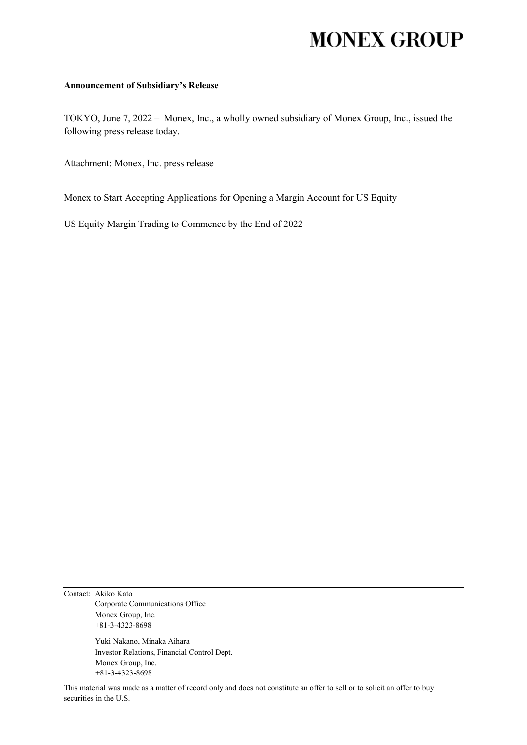# MONEX GROUP

**Announcement of Subsidiary's Release**

TOKYO, June 7, 2022 – Monex, Inc., a wholly owned subsidiary of Monex Group, Inc., issued the following press release today.

Attachment: Monex, Inc. press release

Monex to Start Accepting Applications for Opening a Margin Account for US Equity

US Equity Margin Trading to Commence by the End of 2022

---

Contact: Akiko Kato
Corporate Communications Office
Monex Group, Inc.
+81-3-4323-8698

Yuki Nakano, Minaka Aihara
Investor Relations, Financial Control Dept.
Monex Group, Inc.
+81-3-4323-8698

This material was made as a matter of record only and does not constitute an offer to sell or to solicit an offer to buy securities in the U.S.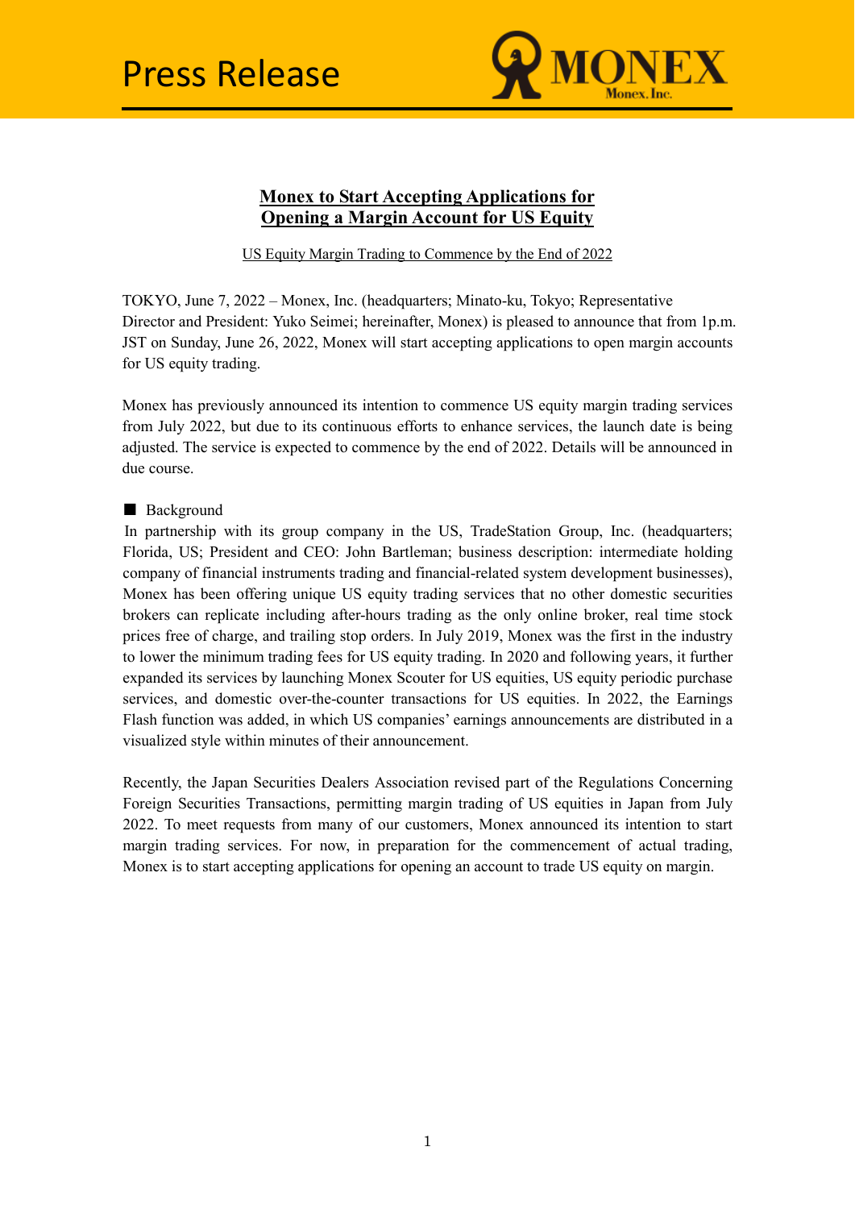Press Release

# Monex to Start Accepting Applications for Opening a Margin Account for US Equity

US Equity Margin Trading to Commence by the End of 2022

TOKYO, June 7, 2022 – Monex, Inc. (headquarters; Minato-ku, Tokyo; Representative Director and President: Yuko Seimei; hereinafter, Monex) is pleased to announce that from 1p.m. JST on Sunday, June 26, 2022, Monex will start accepting applications to open margin accounts for US equity trading.

Monex has previously announced its intention to commence US equity margin trading services from July 2022, but due to its continuous efforts to enhance services, the launch date is being adjusted. The service is expected to commence by the end of 2022. Details will be announced in due course.

■ Background

In partnership with its group company in the US, TradeStation Group, Inc. (headquarters; Florida, US; President and CEO: John Bartleman; business description: intermediate holding company of financial instruments trading and financial-related system development businesses), Monex has been offering unique US equity trading services that no other domestic securities brokers can replicate including after-hours trading as the only online broker, real time stock prices free of charge, and trailing stop orders. In July 2019, Monex was the first in the industry to lower the minimum trading fees for US equity trading. In 2020 and following years, it further expanded its services by launching Monex Scouter for US equities, US equity periodic purchase services, and domestic over-the-counter transactions for US equities. In 2022, the Earnings Flash function was added, in which US companies' earnings announcements are distributed in a visualized style within minutes of their announcement.

Recently, the Japan Securities Dealers Association revised part of the Regulations Concerning Foreign Securities Transactions, permitting margin trading of US equities in Japan from July 2022. To meet requests from many of our customers, Monex announced its intention to start margin trading services. For now, in preparation for the commencement of actual trading, Monex is to start accepting applications for opening an account to trade US equity on margin.